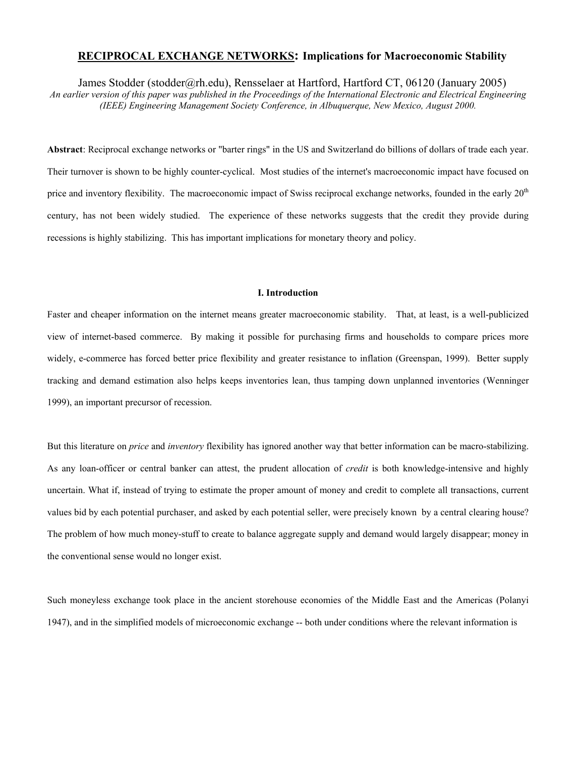# RECIPROCAL EXCHANGE NETWORKS: Implications for Macroeconomic Stability

James Stodder (stodder@rh.edu), Rensselaer at Hartford, Hartford CT, 06120 (January 2005)

*An earlier version of this paper was published in the Proceedings of the International Electronic and Electrical Engineering (IEEE) Engineering Management Society Conference, in Albuquerque, New Mexico, August 2000.*

**Abstract**: Reciprocal exchange networks or "barter rings" in the US and Switzerland do billions of dollars of trade each year. Their turnover is shown to be highly counter-cyclical. Most studies of the internet's macroeconomic impact have focused on price and inventory flexibility. The macroeconomic impact of Swiss reciprocal exchange networks, founded in the early 20th century, has not been widely studied. The experience of these networks suggests that the credit they provide during recessions is highly stabilizing. This has important implications for monetary theory and policy.

## I. Introduction

Faster and cheaper information on the internet means greater macroeconomic stability. That, at least, is a well-publicized view of internet-based commerce. By making it possible for purchasing firms and households to compare prices more widely, e-commerce has forced better price flexibility and greater resistance to inflation (Greenspan, 1999). Better supply tracking and demand estimation also helps keeps inventories lean, thus tamping down unplanned inventories (Wenninger 1999), an important precursor of recession.

But this literature on *price* and *inventory* flexibility has ignored another way that better information can be macro-stabilizing. As any loan-officer or central banker can attest, the prudent allocation of *credit* is both knowledge-intensive and highly uncertain. What if, instead of trying to estimate the proper amount of money and credit to complete all transactions, current values bid by each potential purchaser, and asked by each potential seller, were precisely known by a central clearing house? The problem of how much money-stuff to create to balance aggregate supply and demand would largely disappear; money in the conventional sense would no longer exist.

Such moneyless exchange took place in the ancient storehouse economies of the Middle East and the Americas (Polanyi 1947), and in the simplified models of microeconomic exchange -- both under conditions where the relevant information is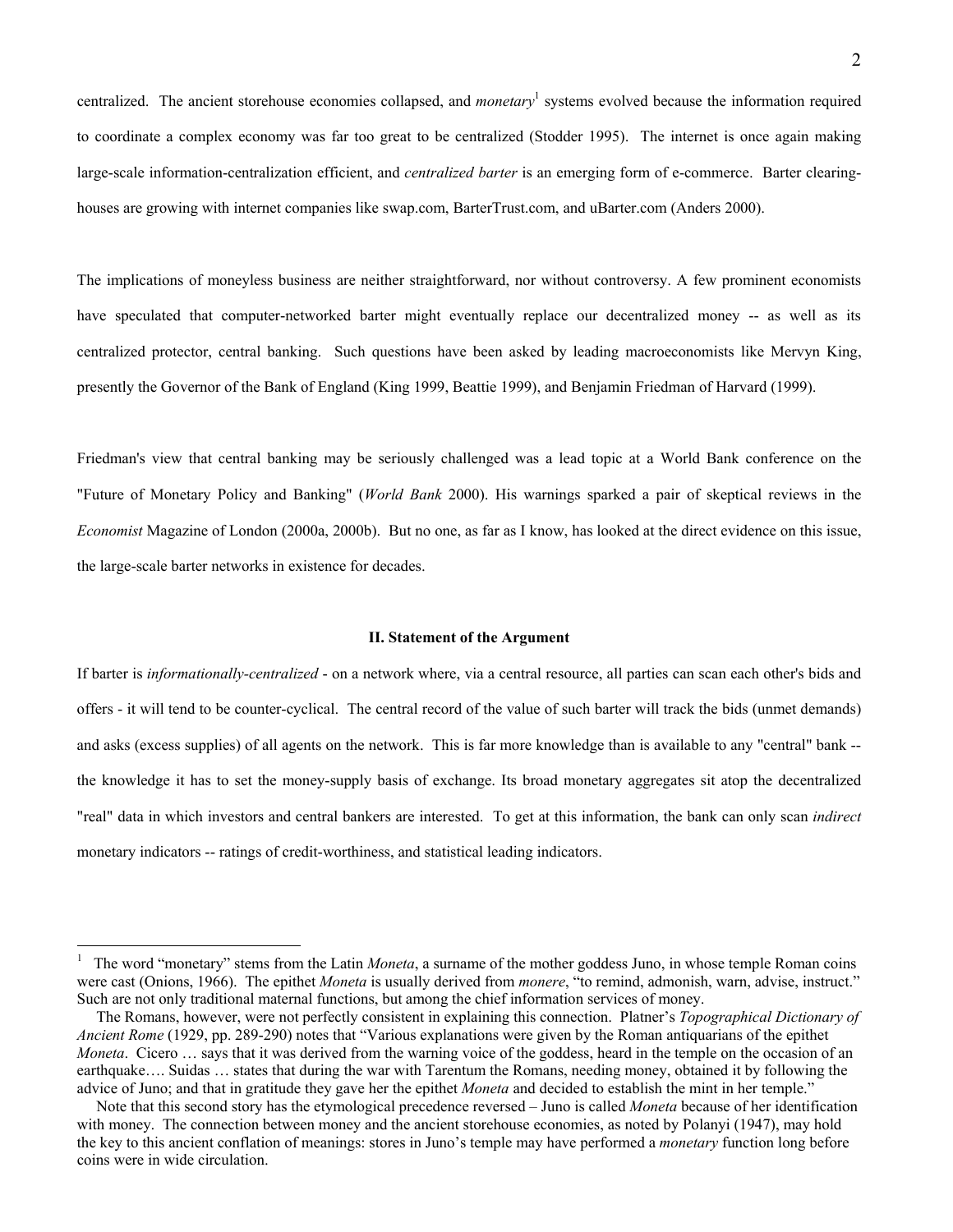centralized. The ancient storehouse economies collapsed, and *monetary*[1] systems evolved because the information required to coordinate a complex economy was far too great to be centralized (Stodder 1995). The internet is once again making large-scale information-centralization efficient, and *centralized barter* is an emerging form of e-commerce. Barter clearing-houses are growing with internet companies like swap.com, BarterTrust.com, and uBarter.com (Anders 2000).

The implications of moneyless business are neither straightforward, nor without controversy. A few prominent economists have speculated that computer-networked barter might eventually replace our decentralized money -- as well as its centralized protector, central banking. Such questions have been asked by leading macroeconomists like Mervyn King, presently the Governor of the Bank of England (King 1999, Beattie 1999), and Benjamin Friedman of Harvard (1999).

Friedman's view that central banking may be seriously challenged was a lead topic at a World Bank conference on the "Future of Monetary Policy and Banking" (*World Bank* 2000). His warnings sparked a pair of skeptical reviews in the *Economist* Magazine of London (2000a, 2000b). But no one, as far as I know, has looked at the direct evidence on this issue, the large-scale barter networks in existence for decades.

## II. Statement of the Argument

If barter is *informationally-centralized* - on a network where, via a central resource, all parties can scan each other's bids and offers - it will tend to be counter-cyclical. The central record of the value of such barter will track the bids (unmet demands) and asks (excess supplies) of all agents on the network. This is far more knowledge than is available to any "central" bank -- the knowledge it has to set the money-supply basis of exchange. Its broad monetary aggregates sit atop the decentralized "real" data in which investors and central bankers are interested. To get at this information, the bank can only scan *indirect* monetary indicators -- ratings of credit-worthiness, and statistical leading indicators.

---

[1] The word "monetary" stems from the Latin *Moneta*, a surname of the mother goddess Juno, in whose temple Roman coins were cast (Onions, 1966). The epithet *Moneta* is usually derived from *monere*, "to remind, admonish, warn, advise, instruct." Such are not only traditional maternal functions, but among the chief information services of money.

The Romans, however, were not perfectly consistent in explaining this connection. Platner's *Topographical Dictionary of Ancient Rome* (1929, pp. 289-290) notes that "Various explanations were given by the Roman antiquarians of the epithet *Moneta*. Cicero … says that it was derived from the warning voice of the goddess, heard in the temple on the occasion of an earthquake…. Suidas … states that during the war with Tarentum the Romans, needing money, obtained it by following the advice of Juno; and that in gratitude they gave her the epithet *Moneta* and decided to establish the mint in her temple."

Note that this second story has the etymological precedence reversed – Juno is called *Moneta* because of her identification with money. The connection between money and the ancient storehouse economies, as noted by Polanyi (1947), may hold the key to this ancient conflation of meanings: stores in Juno's temple may have performed a *monetary* function long before coins were in wide circulation.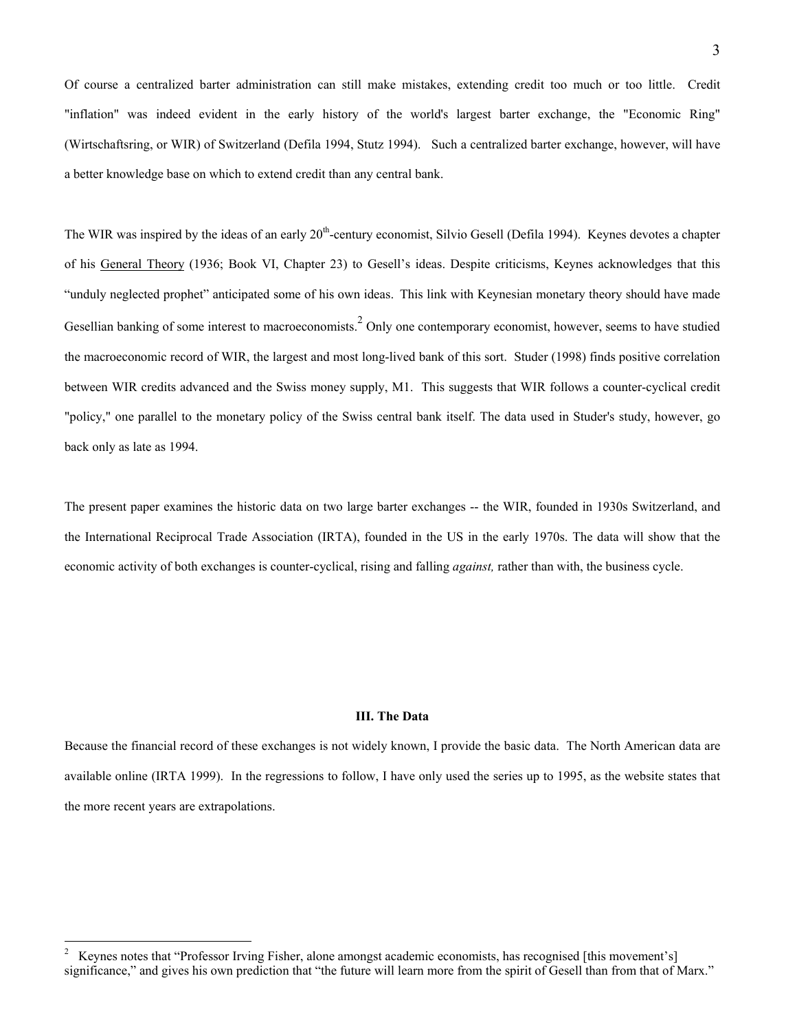Of course a centralized barter administration can still make mistakes, extending credit too much or too little. Credit "inflation" was indeed evident in the early history of the world's largest barter exchange, the "Economic Ring" (Wirtschaftsring, or WIR) of Switzerland (Defila 1994, Stutz 1994). Such a centralized barter exchange, however, will have a better knowledge base on which to extend credit than any central bank.

The WIR was inspired by the ideas of an early 20th-century economist, Silvio Gesell (Defila 1994). Keynes devotes a chapter of his General Theory (1936; Book VI, Chapter 23) to Gesell's ideas. Despite criticisms, Keynes acknowledges that this "unduly neglected prophet" anticipated some of his own ideas. This link with Keynesian monetary theory should have made Gesellian banking of some interest to macroeconomists.[2] Only one contemporary economist, however, seems to have studied the macroeconomic record of WIR, the largest and most long-lived bank of this sort. Studer (1998) finds positive correlation between WIR credits advanced and the Swiss money supply, M1. This suggests that WIR follows a counter-cyclical credit "policy," one parallel to the monetary policy of the Swiss central bank itself. The data used in Studer's study, however, go back only as late as 1994.

The present paper examines the historic data on two large barter exchanges -- the WIR, founded in 1930s Switzerland, and the International Reciprocal Trade Association (IRTA), founded in the US in the early 1970s. The data will show that the economic activity of both exchanges is counter-cyclical, rising and falling *against,* rather than with, the business cycle.

## III. The Data

Because the financial record of these exchanges is not widely known, I provide the basic data. The North American data are available online (IRTA 1999). In the regressions to follow, I have only used the series up to 1995, as the website states that the more recent years are extrapolations.

---

[2] Keynes notes that "Professor Irving Fisher, alone amongst academic economists, has recognised [this movement's] significance," and gives his own prediction that "the future will learn more from the spirit of Gesell than from that of Marx."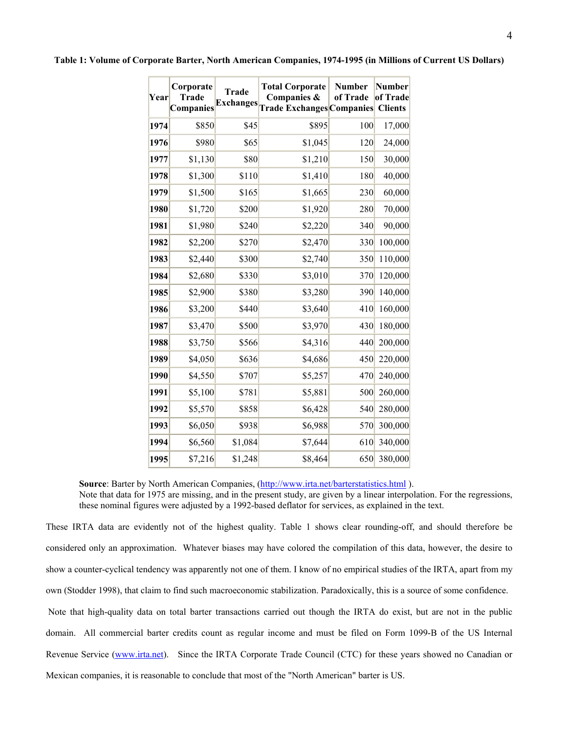**Table 1: Volume of Corporate Barter, North American Companies, 1974-1995 (in Millions of Current US Dollars)**

| Year | Corporate Trade Companies | Trade Exchanges | Total Corporate Companies & Trade Exchanges | Number of Trade Companies | Number of Trade Clients |
|---|---|---|---|---|---|
| 1974 | $850 | $45 | $895 | 100 | 17,000 |
| 1976 | $980 | $65 | $1,045 | 120 | 24,000 |
| 1977 | $1,130 | $80 | $1,210 | 150 | 30,000 |
| 1978 | $1,300 | $110 | $1,410 | 180 | 40,000 |
| 1979 | $1,500 | $165 | $1,665 | 230 | 60,000 |
| 1980 | $1,720 | $200 | $1,920 | 280 | 70,000 |
| 1981 | $1,980 | $240 | $2,220 | 340 | 90,000 |
| 1982 | $2,200 | $270 | $2,470 | 330 | 100,000 |
| 1983 | $2,440 | $300 | $2,740 | 350 | 110,000 |
| 1984 | $2,680 | $330 | $3,010 | 370 | 120,000 |
| 1985 | $2,900 | $380 | $3,280 | 390 | 140,000 |
| 1986 | $3,200 | $440 | $3,640 | 410 | 160,000 |
| 1987 | $3,470 | $500 | $3,970 | 430 | 180,000 |
| 1988 | $3,750 | $566 | $4,316 | 440 | 200,000 |
| 1989 | $4,050 | $636 | $4,686 | 450 | 220,000 |
| 1990 | $4,550 | $707 | $5,257 | 470 | 240,000 |
| 1991 | $5,100 | $781 | $5,881 | 500 | 260,000 |
| 1992 | $5,570 | $858 | $6,428 | 540 | 280,000 |
| 1993 | $6,050 | $938 | $6,988 | 570 | 300,000 |
| 1994 | $6,560 | $1,084 | $7,644 | 610 | 340,000 |
| 1995 | $7,216 | $1,248 | $8,464 | 650 | 380,000 |

**Source**: Barter by North American Companies, (http://www.irta.net/barterstatistics.html ).
Note that data for 1975 are missing, and in the present study, are given by a linear interpolation. For the regressions, these nominal figures were adjusted by a 1992-based deflator for services, as explained in the text.

These IRTA data are evidently not of the highest quality. Table 1 shows clear rounding-off, and should therefore be considered only an approximation. Whatever biases may have colored the compilation of this data, however, the desire to show a counter-cyclical tendency was apparently not one of them. I know of no empirical studies of the IRTA, apart from my own (Stodder 1998), that claim to find such macroeconomic stabilization. Paradoxically, this is a source of some confidence.

Note that high-quality data on total barter transactions carried out though the IRTA do exist, but are not in the public domain. All commercial barter credits count as regular income and must be filed on Form 1099-B of the US Internal Revenue Service (www.irta.net). Since the IRTA Corporate Trade Council (CTC) for these years showed no Canadian or Mexican companies, it is reasonable to conclude that most of the "North American" barter is US.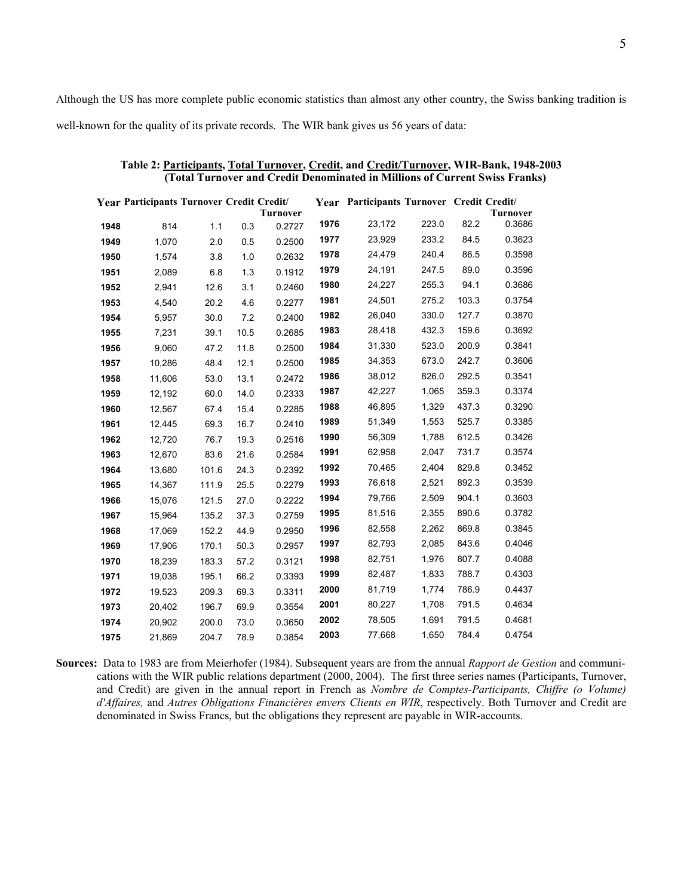Although the US has more complete public economic statistics than almost any other country, the Swiss banking tradition is well-known for the quality of its private records. The WIR bank gives us 56 years of data:

**Table 2: Participants, Total Turnover, Credit, and Credit/Turnover, WIR-Bank, 1948-2003**
**(Total Turnover and Credit Denominated in Millions of Current Swiss Franks)**

| Year | Participants | Turnover | Credit | Credit/ Turnover | Year | Participants | Turnover | Credit | Credit/ Turnover |
|---|---|---|---|---|---|---|---|---|---|
| **1948** | 814 | 1.1 | 0.3 | 0.2727 | **1976** | 23,172 | 223.0 | 82.2 | 0.3686 |
| **1949** | 1,070 | 2.0 | 0.5 | 0.2500 | **1977** | 23,929 | 233.2 | 84.5 | 0.3623 |
| **1950** | 1,574 | 3.8 | 1.0 | 0.2632 | **1978** | 24,479 | 240.4 | 86.5 | 0.3598 |
| **1951** | 2,089 | 6.8 | 1.3 | 0.1912 | **1979** | 24,191 | 247.5 | 89.0 | 0.3596 |
| **1952** | 2,941 | 12.6 | 3.1 | 0.2460 | **1980** | 24,227 | 255.3 | 94.1 | 0.3686 |
| **1953** | 4,540 | 20.2 | 4.6 | 0.2277 | **1981** | 24,501 | 275.2 | 103.3 | 0.3754 |
| **1954** | 5,957 | 30.0 | 7.2 | 0.2400 | **1982** | 26,040 | 330.0 | 127.7 | 0.3870 |
| **1955** | 7,231 | 39.1 | 10.5 | 0.2685 | **1983** | 28,418 | 432.3 | 159.6 | 0.3692 |
| **1956** | 9,060 | 47.2 | 11.8 | 0.2500 | **1984** | 31,330 | 523.0 | 200.9 | 0.3841 |
| **1957** | 10,286 | 48.4 | 12.1 | 0.2500 | **1985** | 34,353 | 673.0 | 242.7 | 0.3606 |
| **1958** | 11,606 | 53.0 | 13.1 | 0.2472 | **1986** | 38,012 | 826.0 | 292.5 | 0.3541 |
| **1959** | 12,192 | 60.0 | 14.0 | 0.2333 | **1987** | 42,227 | 1,065 | 359.3 | 0.3374 |
| **1960** | 12,567 | 67.4 | 15.4 | 0.2285 | **1988** | 46,895 | 1,329 | 437.3 | 0.3290 |
| **1961** | 12,445 | 69.3 | 16.7 | 0.2410 | **1989** | 51,349 | 1,553 | 525.7 | 0.3385 |
| **1962** | 12,720 | 76.7 | 19.3 | 0.2516 | **1990** | 56,309 | 1,788 | 612.5 | 0.3426 |
| **1963** | 12,670 | 83.6 | 21.6 | 0.2584 | **1991** | 62,958 | 2,047 | 731.7 | 0.3574 |
| **1964** | 13,680 | 101.6 | 24.3 | 0.2392 | **1992** | 70,465 | 2,404 | 829.8 | 0.3452 |
| **1965** | 14,367 | 111.9 | 25.5 | 0.2279 | **1993** | 76,618 | 2,521 | 892.3 | 0.3539 |
| **1966** | 15,076 | 121.5 | 27.0 | 0.2222 | **1994** | 79,766 | 2,509 | 904.1 | 0.3603 |
| **1967** | 15,964 | 135.2 | 37.3 | 0.2759 | **1995** | 81,516 | 2,355 | 890.6 | 0.3782 |
| **1968** | 17,069 | 152.2 | 44.9 | 0.2950 | **1996** | 82,558 | 2,262 | 869.8 | 0.3845 |
| **1969** | 17,906 | 170.1 | 50.3 | 0.2957 | **1997** | 82,793 | 2,085 | 843.6 | 0.4046 |
| **1970** | 18,239 | 183.3 | 57.2 | 0.3121 | **1998** | 82,751 | 1,976 | 807.7 | 0.4088 |
| **1971** | 19,038 | 195.1 | 66.2 | 0.3393 | **1999** | 82,487 | 1,833 | 788.7 | 0.4303 |
| **1972** | 19,523 | 209.3 | 69.3 | 0.3311 | **2000** | 81,719 | 1,774 | 786.9 | 0.4437 |
| **1973** | 20,402 | 196.7 | 69.9 | 0.3554 | **2001** | 80,227 | 1,708 | 791.5 | 0.4634 |
| **1974** | 20,902 | 200.0 | 73.0 | 0.3650 | **2002** | 78,505 | 1,691 | 791.5 | 0.4681 |
| **1975** | 21,869 | 204.7 | 78.9 | 0.3854 | **2003** | 77,668 | 1,650 | 784.4 | 0.4754 |

**Sources:** Data to 1983 are from Meierhofer (1984). Subsequent years are from the annual *Rapport de Gestion* and communications with the WIR public relations department (2000, 2004). The first three series names (Participants, Turnover, and Credit) are given in the annual report in French as *Nombre de Comptes-Participants, Chiffre (o Volume) d'Affaires,* and *Autres Obligations Financières envers Clients en WIR*, respectively. Both Turnover and Credit are denominated in Swiss Francs, but the obligations they represent are payable in WIR-accounts.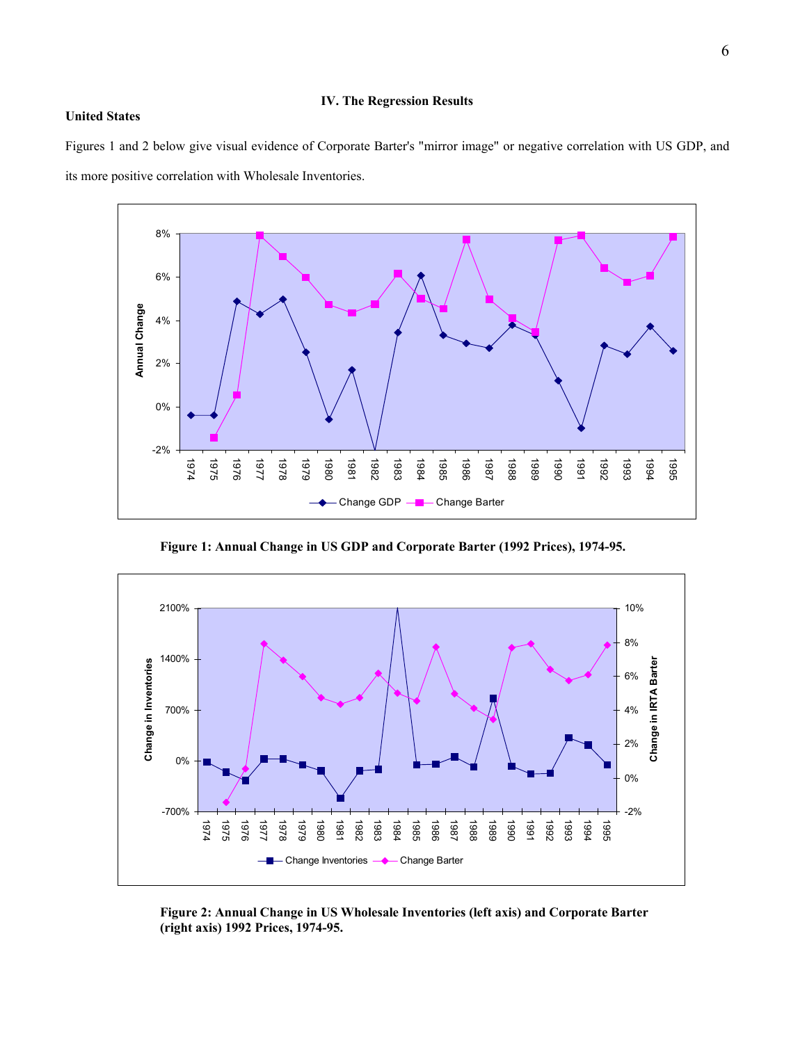## IV. The Regression Results

**United States**

Figures 1 and 2 below give visual evidence of Corporate Barter's "mirror image" or negative correlation with US GDP, and its more positive correlation with Wholesale Inventories.

**Figure 1: Annual Change in US GDP and Corporate Barter (1992 Prices), 1974-95.**

**Figure 2: Annual Change in US Wholesale Inventories (left axis) and Corporate Barter (right axis) 1992 Prices, 1974-95.**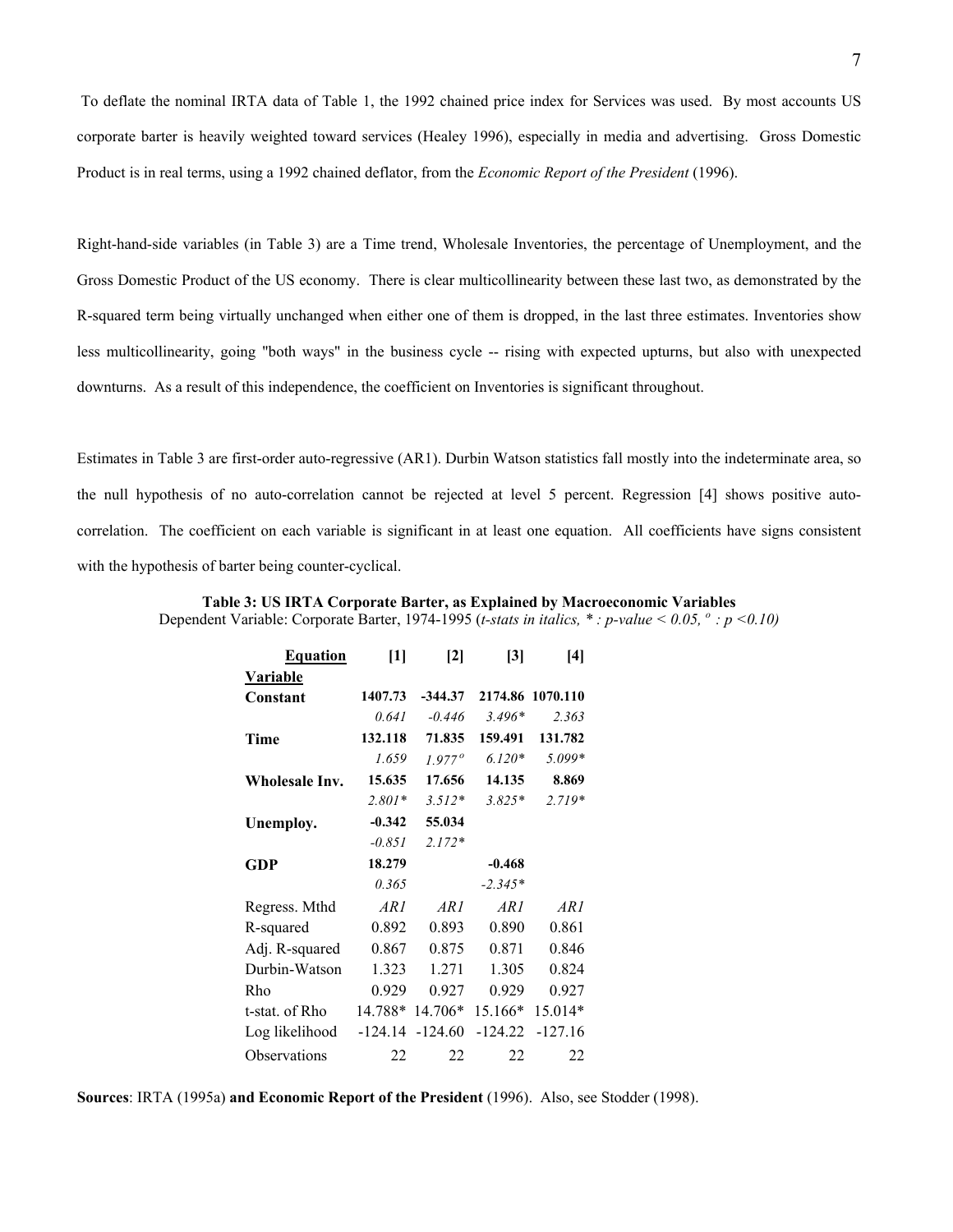To deflate the nominal IRTA data of Table 1, the 1992 chained price index for Services was used. By most accounts US corporate barter is heavily weighted toward services (Healey 1996), especially in media and advertising. Gross Domestic Product is in real terms, using a 1992 chained deflator, from the *Economic Report of the President* (1996).

Right-hand-side variables (in Table 3) are a Time trend, Wholesale Inventories, the percentage of Unemployment, and the Gross Domestic Product of the US economy. There is clear multicollinearity between these last two, as demonstrated by the R-squared term being virtually unchanged when either one of them is dropped, in the last three estimates. Inventories show less multicollinearity, going "both ways" in the business cycle -- rising with expected upturns, but also with unexpected downturns. As a result of this independence, the coefficient on Inventories is significant throughout.

Estimates in Table 3 are first-order auto-regressive (AR1). Durbin Watson statistics fall mostly into the indeterminate area, so the null hypothesis of no auto-correlation cannot be rejected at level 5 percent. Regression [4] shows positive auto-correlation. The coefficient on each variable is significant in at least one equation. All coefficients have signs consistent with the hypothesis of barter being counter-cyclical.

**Table 3: US IRTA Corporate Barter, as Explained by Macroeconomic Variables**

Dependent Variable: Corporate Barter, 1974-1995 (*t-stats in italics, * : p-value < 0.05, º : p <0.10)*

| Equation | [1] | [2] | [3] | [4] |
|---|---|---|---|---|
| **Variable** | | | | |
| **Constant** | **1407.73** | **-344.37** | **2174.86** | **1070.110** |
| | *0.641* | *-0.446* | *3.496** | *2.363* |
| **Time** | **132.118** | **71.835** | **159.491** | **131.782** |
| | *1.659* | *1.977º* | *6.120** | *5.099** |
| **Wholesale Inv.** | **15.635** | **17.656** | **14.135** | **8.869** |
| | *2.801** | *3.512** | *3.825** | *2.719** |
| **Unemploy.** | **-0.342** | **55.034** | | |
| | *-0.851* | *2.172** | | |
| **GDP** | **18.279** | | **-0.468** | |
| | *0.365* | | *-2.345** | |
| Regress. Mthd | *AR1* | *AR1* | *AR1* | *AR1* |
| R-squared | 0.892 | 0.893 | 0.890 | 0.861 |
| Adj. R-squared | 0.867 | 0.875 | 0.871 | 0.846 |
| Durbin-Watson | 1.323 | 1.271 | 1.305 | 0.824 |
| Rho | 0.929 | 0.927 | 0.929 | 0.927 |
| t-stat. of Rho | 14.788* | 14.706* | 15.166* | 15.014* |
| Log likelihood | -124.14 | -124.60 | -124.22 | -127.16 |
| Observations | 22 | 22 | 22 | 22 |

**Sources**: IRTA (1995a) **and Economic Report of the President** (1996). Also, see Stodder (1998).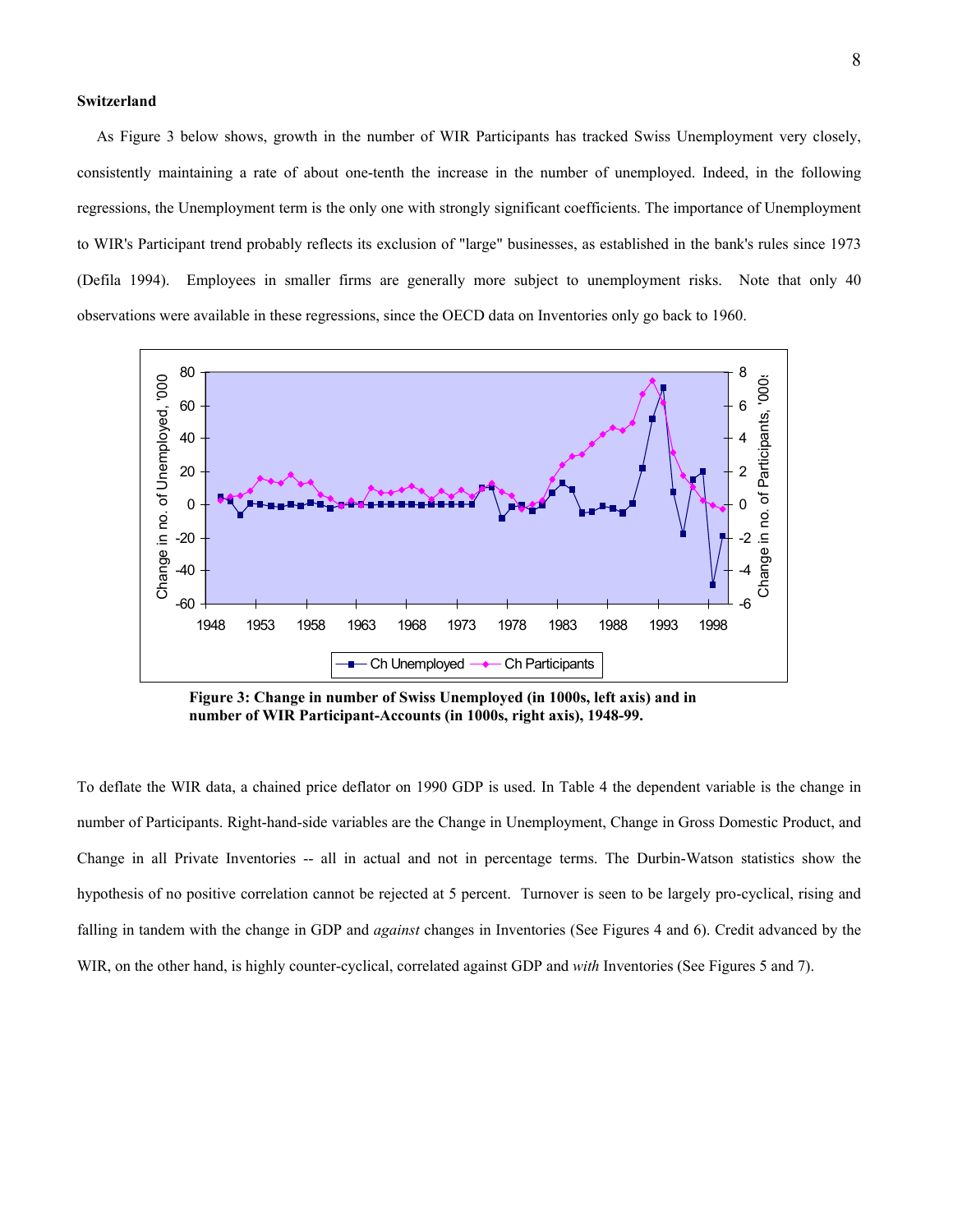### Switzerland

As Figure 3 below shows, growth in the number of WIR Participants has tracked Swiss Unemployment very closely, consistently maintaining a rate of about one-tenth the increase in the number of unemployed. Indeed, in the following regressions, the Unemployment term is the only one with strongly significant coefficients. The importance of Unemployment to WIR's Participant trend probably reflects its exclusion of "large" businesses, as established in the bank's rules since 1973 (Defila 1994). Employees in smaller firms are generally more subject to unemployment risks. Note that only 40 observations were available in these regressions, since the OECD data on Inventories only go back to 1960.

**Figure 3: Change in number of Swiss Unemployed (in 1000s, left axis) and in number of WIR Participant-Accounts (in 1000s, right axis), 1948-99.**

To deflate the WIR data, a chained price deflator on 1990 GDP is used. In Table 4 the dependent variable is the change in number of Participants. Right-hand-side variables are the Change in Unemployment, Change in Gross Domestic Product, and Change in all Private Inventories -- all in actual and not in percentage terms. The Durbin-Watson statistics show the hypothesis of no positive correlation cannot be rejected at 5 percent. Turnover is seen to be largely pro-cyclical, rising and falling in tandem with the change in GDP and *against* changes in Inventories (See Figures 4 and 6). Credit advanced by the WIR, on the other hand, is highly counter-cyclical, correlated against GDP and *with* Inventories (See Figures 5 and 7).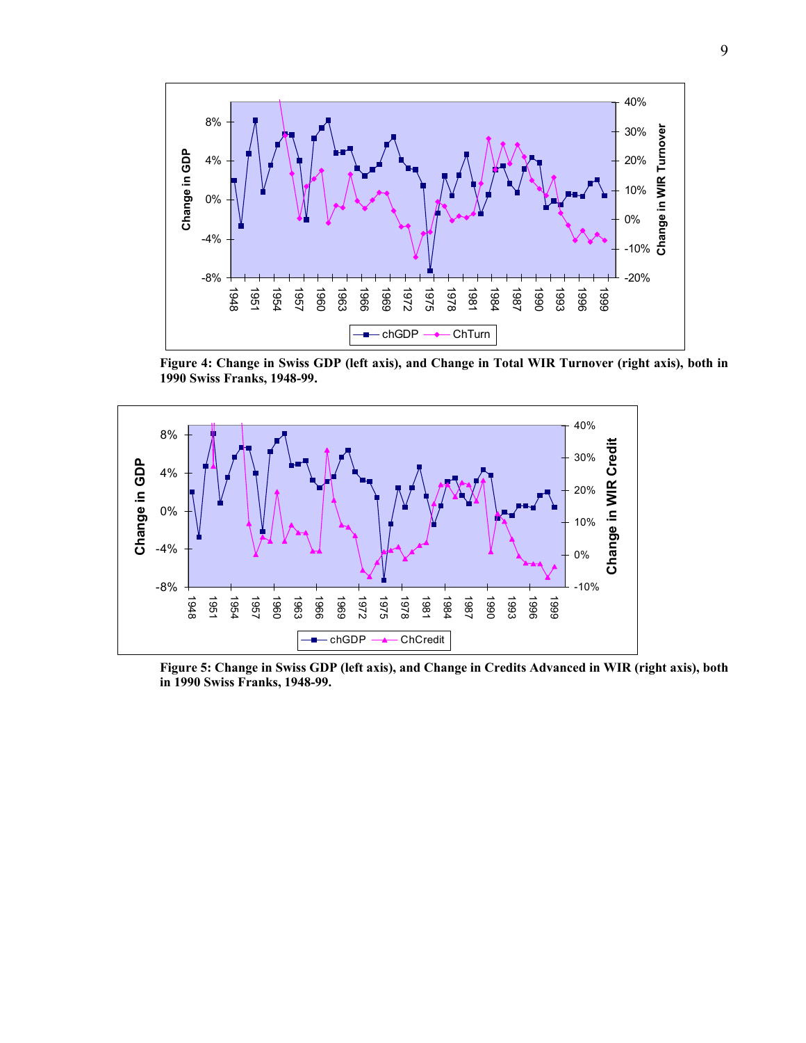**Figure 4: Change in Swiss GDP (left axis), and Change in Total WIR Turnover (right axis), both in 1990 Swiss Franks, 1948-99.**

**Figure 5: Change in Swiss GDP (left axis), and Change in Credits Advanced in WIR (right axis), both in 1990 Swiss Franks, 1948-99.**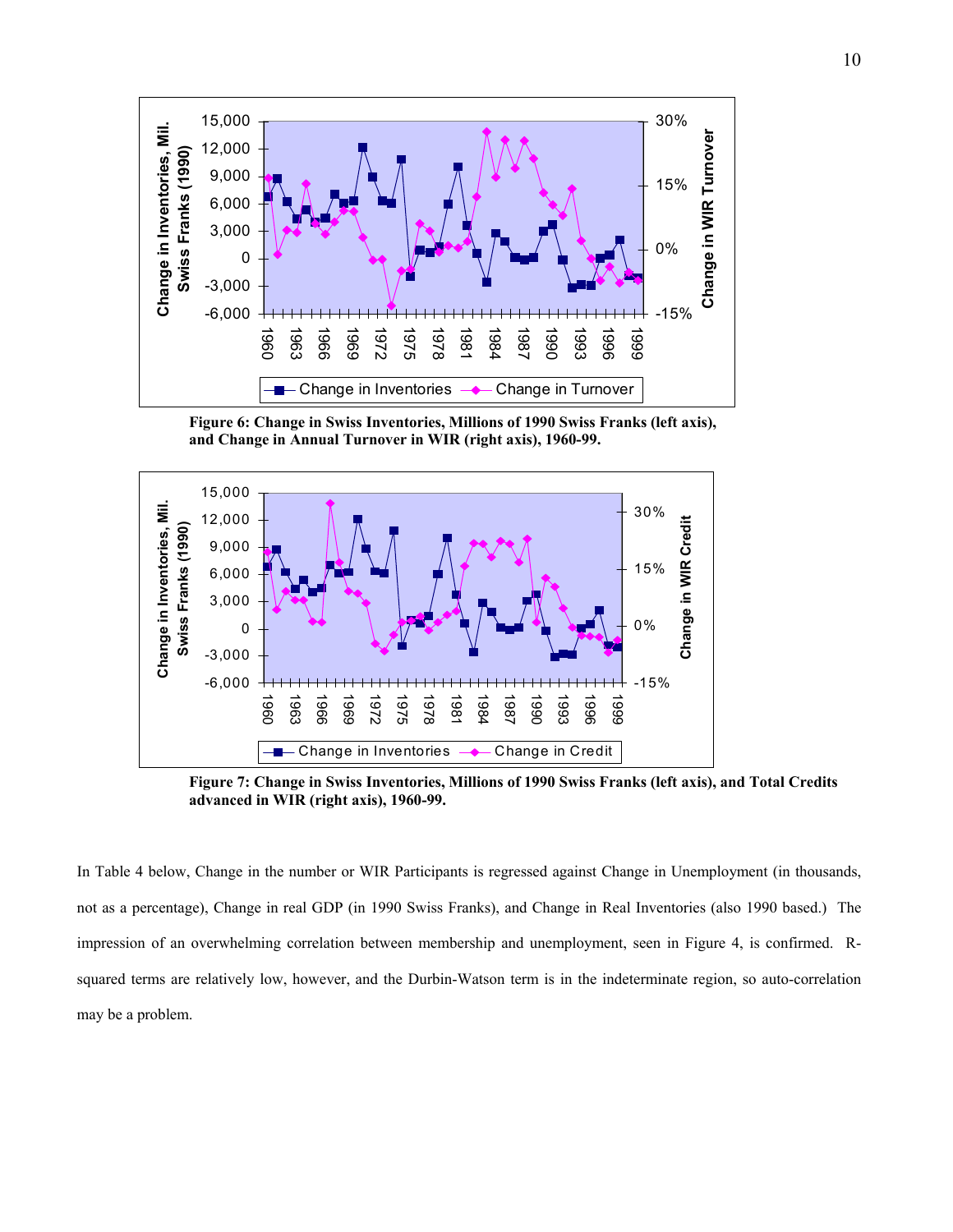**Figure 6: Change in Swiss Inventories, Millions of 1990 Swiss Francs (left axis), and Change in Annual Turnover in WIR (right axis), 1960-99.**

**Figure 7: Change in Swiss Inventories, Millions of 1990 Swiss Francs (left axis), and Total Credits advanced in WIR (right axis), 1960-99.**

In Table 4 below, Change in the number or WIR Participants is regressed against Change in Unemployment (in thousands, not as a percentage), Change in real GDP (in 1990 Swiss Franks), and Change in Real Inventories (also 1990 based.) The impression of an overwhelming correlation between membership and unemployment, seen in Figure 4, is confirmed. R-squared terms are relatively low, however, and the Durbin-Watson term is in the indeterminate region, so auto-correlation may be a problem.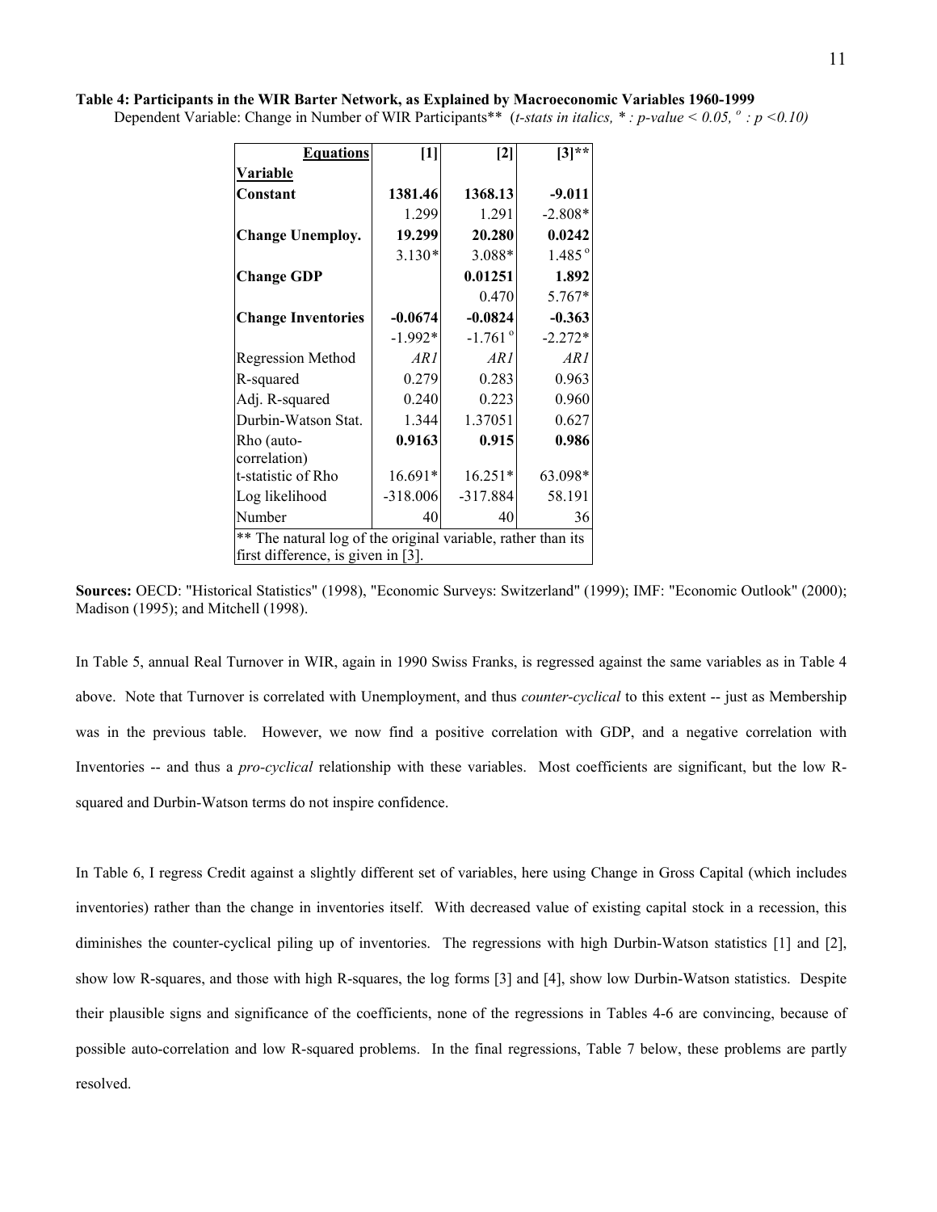**Table 4: Participants in the WIR Barter Network, as Explained by Macroeconomic Variables 1960-1999**

Dependent Variable: Change in Number of WIR Participants** (*t-stats in italics, * : p-value < 0.05, º : p <0.10)*

| **Equations** | **[1]** | **[2]** | **[3]**** |
|---|---|---|---|
| **Variable** | | | |
| **Constant** | **1381.46** | **1368.13** | **-9.011** |
| | 1.299 | 1.291 | -2.808* |
| **Change Unemploy.** | **19.299** | **20.280** | **0.0242** |
| | 3.130* | 3.088* | 1.485º |
| **Change GDP** | | **0.01251** | **1.892** |
| | | 0.470 | 5.767* |
| **Change Inventories** | **-0.0674** | **-0.0824** | **-0.363** |
| | -1.992* | -1.761º | -2.272* |
| Regression Method | *AR1* | *AR1* | *AR1* |
| R-squared | 0.279 | 0.283 | 0.963 |
| Adj. R-squared | 0.240 | 0.223 | 0.960 |
| Durbin-Watson Stat. | 1.344 | 1.37051 | 0.627 |
| Rho (auto-correlation) | **0.9163** | **0.915** | **0.986** |
| t-statistic of Rho | 16.691* | 16.251* | 63.098* |
| Log likelihood | -318.006 | -317.884 | 58.191 |
| Number | 40 | 40 | 36 |

** The natural log of the original variable, rather than its first difference, is given in [3].

**Sources:** OECD: "Historical Statistics" (1998), "Economic Surveys: Switzerland" (1999); IMF: "Economic Outlook" (2000); Madison (1995); and Mitchell (1998).

In Table 5, annual Real Turnover in WIR, again in 1990 Swiss Franks, is regressed against the same variables as in Table 4 above. Note that Turnover is correlated with Unemployment, and thus *counter-cyclical* to this extent -- just as Membership was in the previous table. However, we now find a positive correlation with GDP, and a negative correlation with Inventories -- and thus a *pro-cyclical* relationship with these variables. Most coefficients are significant, but the low R-squared and Durbin-Watson terms do not inspire confidence.

In Table 6, I regress Credit against a slightly different set of variables, here using Change in Gross Capital (which includes inventories) rather than the change in inventories itself. With decreased value of existing capital stock in a recession, this diminishes the counter-cyclical piling up of inventories. The regressions with high Durbin-Watson statistics [1] and [2], show low R-squares, and those with high R-squares, the log forms [3] and [4], show low Durbin-Watson statistics. Despite their plausible signs and significance of the coefficients, none of the regressions in Tables 4-6 are convincing, because of possible auto-correlation and low R-squared problems. In the final regressions, Table 7 below, these problems are partly resolved.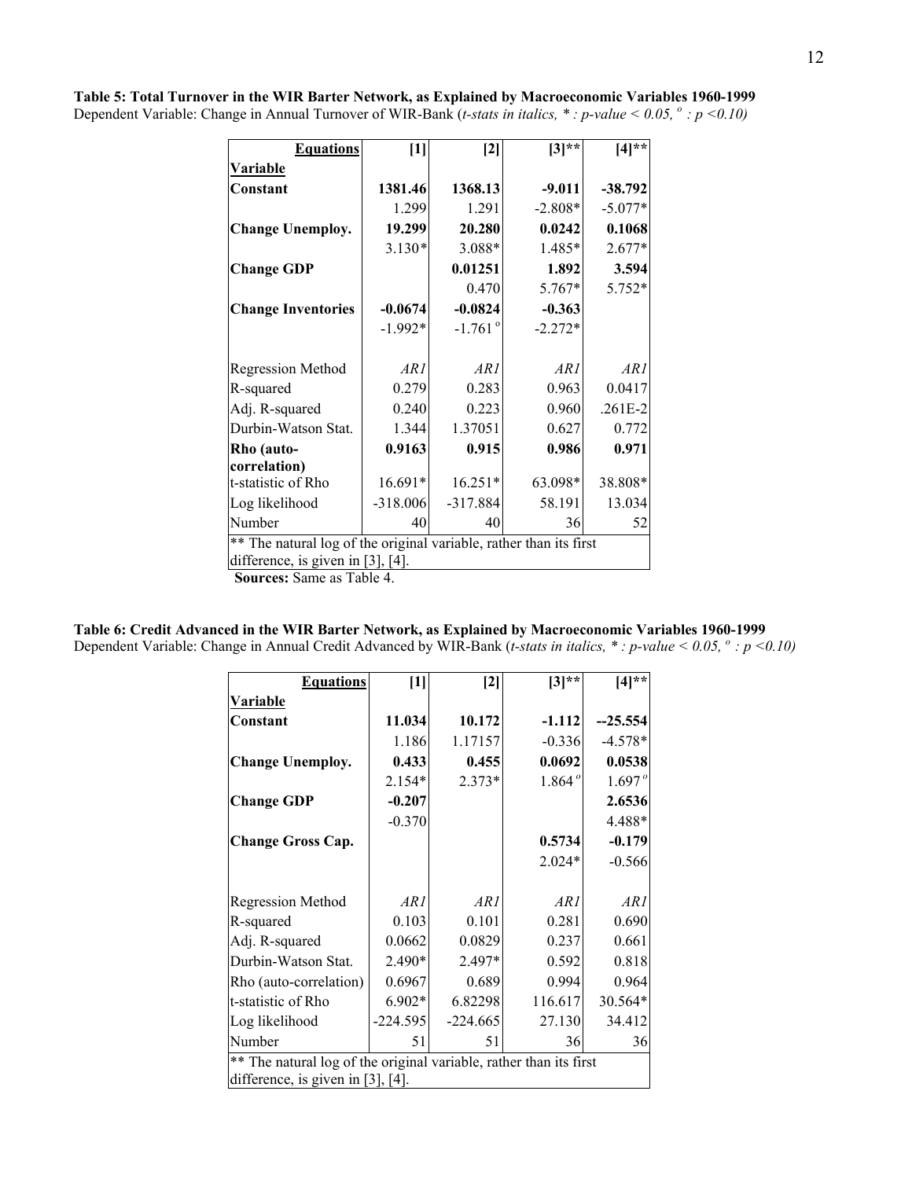**Table 5: Total Turnover in the WIR Barter Network, as Explained by Macroeconomic Variables 1960-1999**
Dependent Variable: Change in Annual Turnover of WIR-Bank (*t-stats in italics, * : p-value < 0.05, º : p <0.10)*

| **Equations** | **[1]** | **[2]** | **[3]**** | **[4]**** |
|---|---|---|---|---|
| **Variable** | | | | |
| **Constant** | **1381.46** | **1368.13** | **-9.011** | **-38.792** |
| | 1.299 | 1.291 | -2.808* | -5.077* |
| **Change Unemploy.** | **19.299** | **20.280** | **0.0242** | **0.1068** |
| | 3.130* | 3.088* | 1.485* | 2.677* |
| **Change GDP** | | **0.01251** | **1.892** | **3.594** |
| | | 0.470 | 5.767* | 5.752* |
| **Change Inventories** | **-0.0674** | **-0.0824** | **-0.363** | |
| | -1.992* | -1.761º | -2.272* | |
| Regression Method | *AR1* | *AR1* | *AR1* | *AR1* |
| R-squared | 0.279 | 0.283 | 0.963 | 0.0417 |
| Adj. R-squared | 0.240 | 0.223 | 0.960 | .261E-2 |
| Durbin-Watson Stat. | 1.344 | 1.37051 | 0.627 | 0.772 |
| **Rho (auto-correlation)** | **0.9163** | **0.915** | **0.986** | **0.971** |
| t-statistic of Rho | 16.691* | 16.251* | 63.098* | 38.808* |
| Log likelihood | -318.006 | -317.884 | 58.191 | 13.034 |
| Number | 40 | 40 | 36 | 52 |

** The natural log of the original variable, rather than its first difference, is given in [3], [4].

**Sources:** Same as Table 4.

**Table 6: Credit Advanced in the WIR Barter Network, as Explained by Macroeconomic Variables 1960-1999**
Dependent Variable: Change in Annual Credit Advanced by WIR-Bank (*t-stats in italics, * : p-value < 0.05, º : p <0.10)*

| **Equations** | **[1]** | **[2]** | **[3]**** | **[4]**** |
|---|---|---|---|---|
| **Variable** | | | | |
| **Constant** | **11.034** | **10.172** | **-1.112** | **--25.554** |
| | 1.186 | 1.17157 | -0.336 | -4.578* |
| **Change Unemploy.** | **0.433** | **0.455** | **0.0692** | **0.0538** |
| | 2.154* | 2.373* | 1.864º | 1.697º |
| **Change GDP** | **-0.207** | | | **2.6536** |
| | -0.370 | | | 4.488* |
| **Change Gross Cap.** | | | **0.5734** | **-0.179** |
| | | | 2.024* | -0.566 |
| Regression Method | *AR1* | *AR1* | *AR1* | *AR1* |
| R-squared | 0.103 | 0.101 | 0.281 | 0.690 |
| Adj. R-squared | 0.0662 | 0.0829 | 0.237 | 0.661 |
| Durbin-Watson Stat. | 2.490* | 2.497* | 0.592 | 0.818 |
| Rho (auto-correlation) | 0.6967 | 0.689 | 0.994 | 0.964 |
| t-statistic of Rho | 6.902* | 6.82298 | 116.617 | 30.564* |
| Log likelihood | -224.595 | -224.665 | 27.130 | 34.412 |
| Number | 51 | 51 | 36 | 36 |

** The natural log of the original variable, rather than its first difference, is given in [3], [4].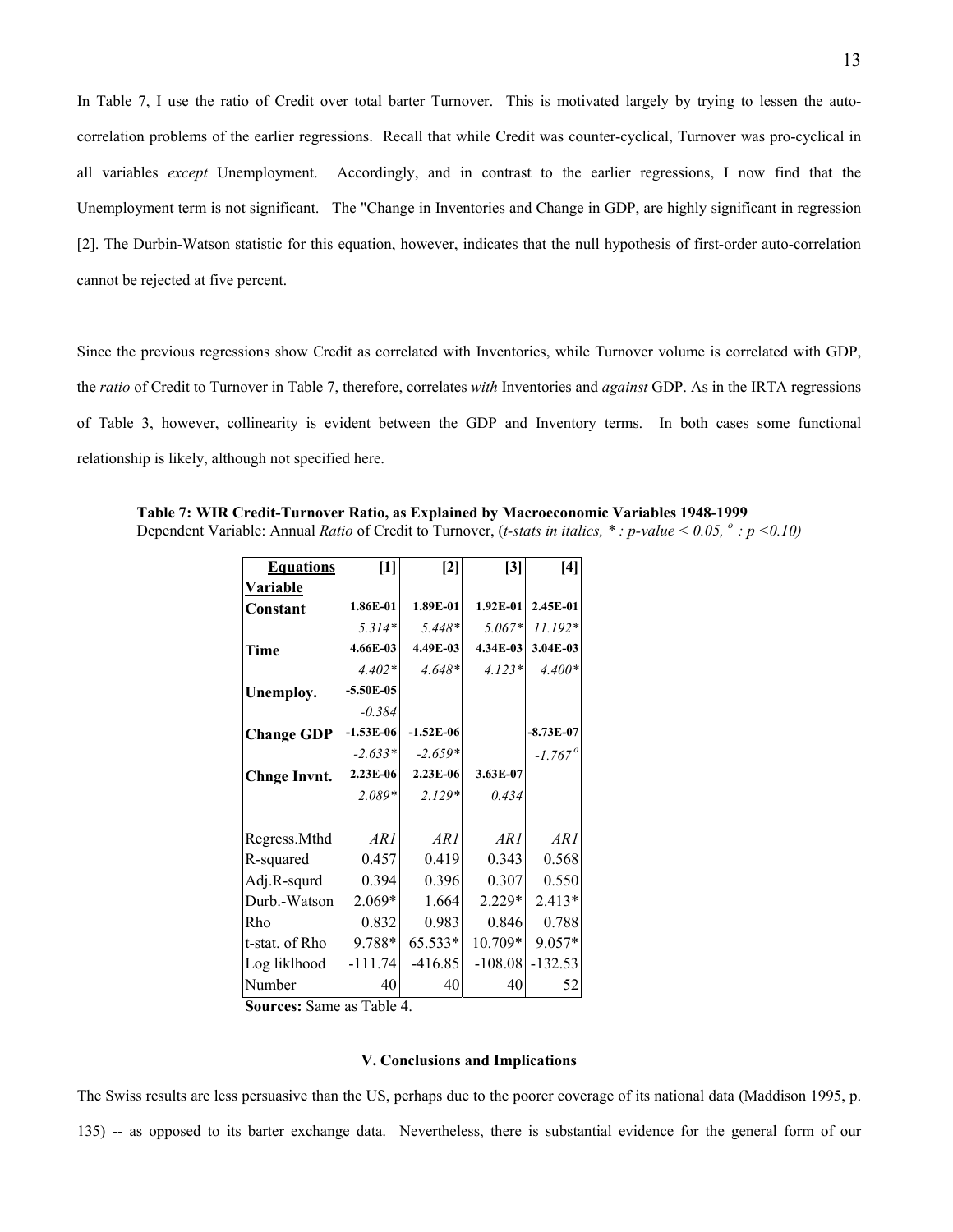In Table 7, I use the ratio of Credit over total barter Turnover. This is motivated largely by trying to lessen the auto-correlation problems of the earlier regressions. Recall that while Credit was counter-cyclical, Turnover was pro-cyclical in all variables *except* Unemployment. Accordingly, and in contrast to the earlier regressions, I now find that the Unemployment term is not significant. The "Change in Inventories and Change in GDP, are highly significant in regression [2]. The Durbin-Watson statistic for this equation, however, indicates that the null hypothesis of first-order auto-correlation cannot be rejected at five percent.

Since the previous regressions show Credit as correlated with Inventories, while Turnover volume is correlated with GDP, the *ratio* of Credit to Turnover in Table 7, therefore, correlates *with* Inventories and *against* GDP. As in the IRTA regressions of Table 3, however, collinearity is evident between the GDP and Inventory terms. In both cases some functional relationship is likely, although not specified here.

**Table 7: WIR Credit-Turnover Ratio, as Explained by Macroeconomic Variables 1948-1999**
Dependent Variable: Annual *Ratio* of Credit to Turnover, (*t-stats in italics, * : p-value < 0.05, º : p <0.10)*

| **Equations** | **[1]** | **[2]** | **[3]** | **[4]** |
|---|---|---|---|---|
| **Variable** | | | | |
| **Constant** | **1.86E-01** | **1.89E-01** | **1.92E-01** | **2.45E-01** |
| | *5.314** | *5.448** | *5.067** | *11.192** |
| **Time** | **4.66E-03** | **4.49E-03** | **4.34E-03** | **3.04E-03** |
| | *4.402** | *4.648** | *4.123** | *4.400** |
| **Unemploy.** | **-5.50E-05** | | | |
| | *-0.384* | | | |
| **Change GDP** | **-1.53E-06** | **-1.52E-06** | | **-8.73E-07** |
| | *-2.633** | *-2.659** | | *-1.767º* |
| **Chnge Invnt.** | **2.23E-06** | **2.23E-06** | **3.63E-07** | |
| | *2.089** | *2.129** | *0.434* | |
| | | | | |
| Regress.Mthd | *AR1* | *AR1* | *AR1* | *AR1* |
| R-squared | 0.457 | 0.419 | 0.343 | 0.568 |
| Adj.R-squrd | 0.394 | 0.396 | 0.307 | 0.550 |
| Durb.-Watson | 2.069* | 1.664 | 2.229* | 2.413* |
| Rho | 0.832 | 0.983 | 0.846 | 0.788 |
| t-stat. of Rho | 9.788* | 65.533* | 10.709* | 9.057* |
| Log liklhood | -111.74 | -416.85 | -108.08 | -132.53 |
| Number | 40 | 40 | 40 | 52 |

**Sources:** Same as Table 4.

### V. Conclusions and Implications

The Swiss results are less persuasive than the US, perhaps due to the poorer coverage of its national data (Maddison 1995, p. 135) -- as opposed to its barter exchange data. Nevertheless, there is substantial evidence for the general form of our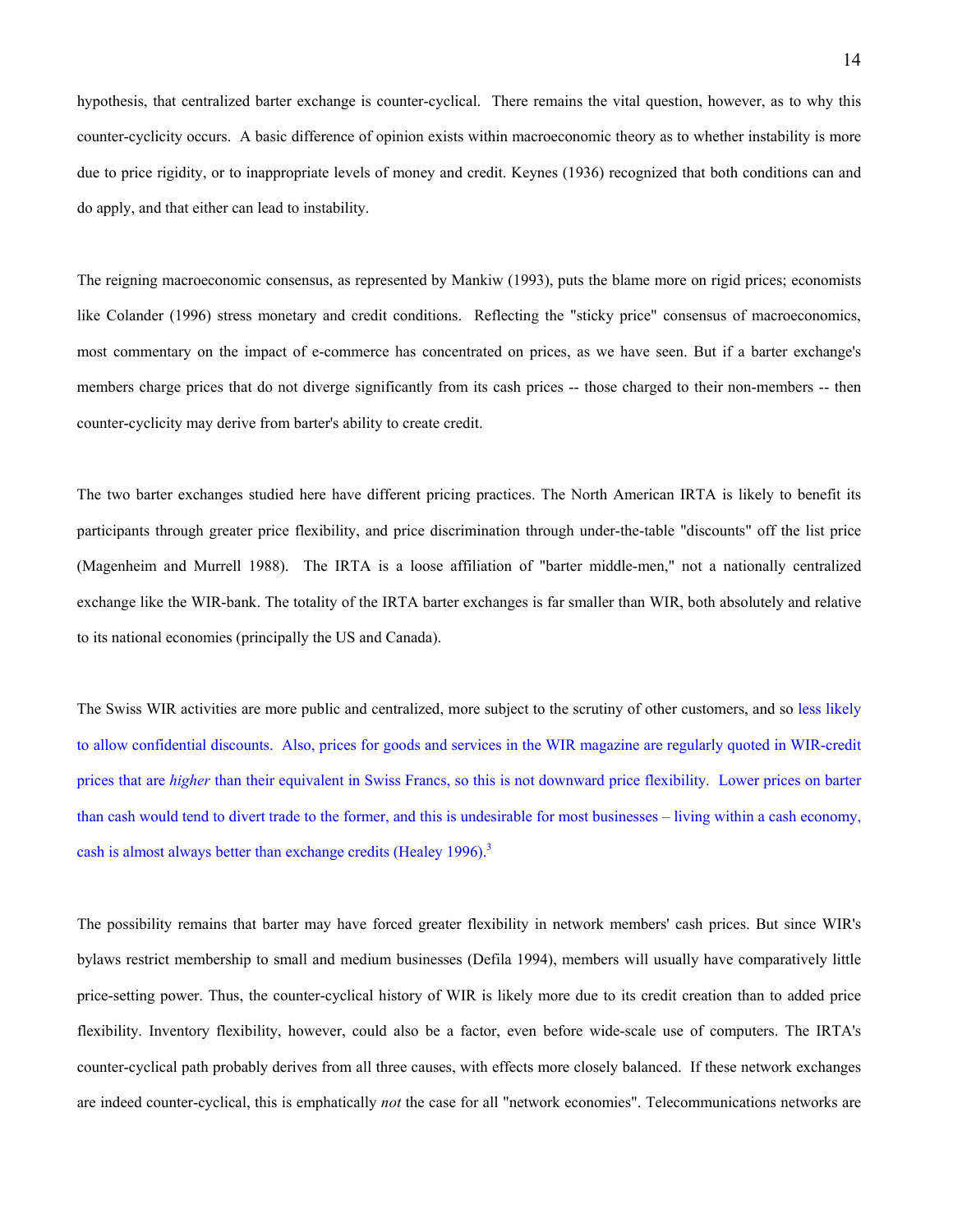hypothesis, that centralized barter exchange is counter-cyclical. There remains the vital question, however, as to why this counter-cyclicity occurs. A basic difference of opinion exists within macroeconomic theory as to whether instability is more due to price rigidity, or to inappropriate levels of money and credit. Keynes (1936) recognized that both conditions can and do apply, and that either can lead to instability.

The reigning macroeconomic consensus, as represented by Mankiw (1993), puts the blame more on rigid prices; economists like Colander (1996) stress monetary and credit conditions. Reflecting the "sticky price" consensus of macroeconomics, most commentary on the impact of e-commerce has concentrated on prices, as we have seen. But if a barter exchange's members charge prices that do not diverge significantly from its cash prices -- those charged to their non-members -- then counter-cyclicity may derive from barter's ability to create credit.

The two barter exchanges studied here have different pricing practices. The North American IRTA is likely to benefit its participants through greater price flexibility, and price discrimination through under-the-table "discounts" off the list price (Magenheim and Murrell 1988). The IRTA is a loose affiliation of "barter middle-men," not a nationally centralized exchange like the WIR-bank. The totality of the IRTA barter exchanges is far smaller than WIR, both absolutely and relative to its national economies (principally the US and Canada).

The Swiss WIR activities are more public and centralized, more subject to the scrutiny of other customers, and so less likely to allow confidential discounts. Also, prices for goods and services in the WIR magazine are regularly quoted in WIR-credit prices that are *higher* than their equivalent in Swiss Francs, so this is not downward price flexibility. Lower prices on barter than cash would tend to divert trade to the former, and this is undesirable for most businesses – living within a cash economy, cash is almost always better than exchange credits (Healey 1996).[3]

The possibility remains that barter may have forced greater flexibility in network members' cash prices. But since WIR's bylaws restrict membership to small and medium businesses (Defila 1994), members will usually have comparatively little price-setting power. Thus, the counter-cyclical history of WIR is likely more due to its credit creation than to added price flexibility. Inventory flexibility, however, could also be a factor, even before wide-scale use of computers. The IRTA's counter-cyclical path probably derives from all three causes, with effects more closely balanced. If these network exchanges are indeed counter-cyclical, this is emphatically *not* the case for all "network economies". Telecommunications networks are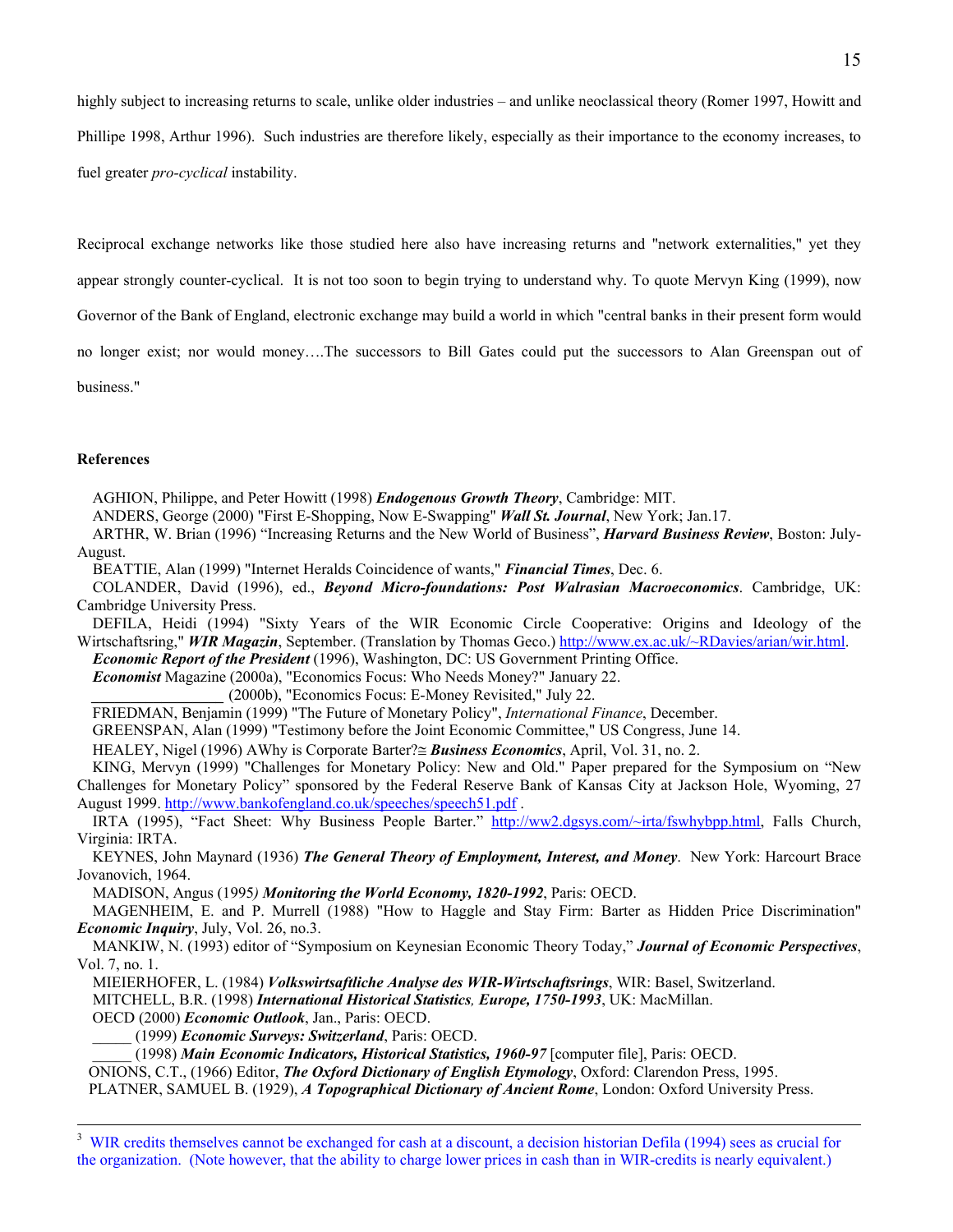highly subject to increasing returns to scale, unlike older industries – and unlike neoclassical theory (Romer 1997, Howitt and Phillipe 1998, Arthur 1996). Such industries are therefore likely, especially as their importance to the economy increases, to fuel greater *pro-cyclical* instability.

Reciprocal exchange networks like those studied here also have increasing returns and "network externalities," yet they appear strongly counter-cyclical. It is not too soon to begin trying to understand why. To quote Mervyn King (1999), now Governor of the Bank of England, electronic exchange may build a world in which "central banks in their present form would no longer exist; nor would money….The successors to Bill Gates could put the successors to Alan Greenspan out of business."

**References**

AGHION, Philippe, and Peter Howitt (1998) ***Endogenous Growth Theory***, Cambridge: MIT.

ANDERS, George (2000) "First E-Shopping, Now E-Swapping" ***Wall St. Journal***, New York; Jan.17.

ARTHR, W. Brian (1996) "Increasing Returns and the New World of Business", ***Harvard Business Review***, Boston: July-August.

BEATTIE, Alan (1999) "Internet Heralds Coincidence of wants," ***Financial Times***, Dec. 6.

COLANDER, David (1996), ed., ***Beyond Micro-foundations: Post Walrasian Macroeconomics***. Cambridge, UK: Cambridge University Press.

DEFILA, Heidi (1994) "Sixty Years of the WIR Economic Circle Cooperative: Origins and Ideology of the Wirtschaftsring," ***WIR Magazin***, September. (Translation by Thomas Geco.) http://www.ex.ac.uk/~RDavies/arian/wir.html.

***Economic Report of the President*** (1996), Washington, DC: US Government Printing Office.

***Economist*** Magazine (2000a), "Economics Focus: Who Needs Money?" January 22.

_________________ (2000b), "Economics Focus: E-Money Revisited," July 22.

FRIEDMAN, Benjamin (1999) "The Future of Monetary Policy", *International Finance*, December.

GREENSPAN, Alan (1999) "Testimony before the Joint Economic Committee," US Congress, June 14.

HEALEY, Nigel (1996) AWhy is Corporate Barter?≅ ***Business Economics***, April, Vol. 31, no. 2.

KING, Mervyn (1999) "Challenges for Monetary Policy: New and Old." Paper prepared for the Symposium on "New Challenges for Monetary Policy" sponsored by the Federal Reserve Bank of Kansas City at Jackson Hole, Wyoming, 27 August 1999. http://www.bankofengland.co.uk/speeches/speech51.pdf .

IRTA (1995), "Fact Sheet: Why Business People Barter." http://ww2.dgsys.com/~irta/fswhybpp.html, Falls Church, Virginia: IRTA.

KEYNES, John Maynard (1936) ***The General Theory of Employment, Interest, and Money***. New York: Harcourt Brace Jovanovich, 1964.

MADISON, Angus (1995*)* ***Monitoring the World Economy, 1820-1992***, Paris: OECD.

MAGENHEIM, E. and P. Murrell (1988) "How to Haggle and Stay Firm: Barter as Hidden Price Discrimination" ***Economic Inquiry***, July, Vol. 26, no.3.

MANKIW, N. (1993) editor of "Symposium on Keynesian Economic Theory Today," ***Journal of Economic Perspectives***, Vol. 7, no. 1.

MIEIERHOFER, L. (1984) ***Volkswirtsaftliche Analyse des WIR-Wirtschaftsrings***, WIR: Basel, Switzerland.

MITCHELL, B.R. (1998) ***International Historical Statistics, Europe, 1750-1993***, UK: MacMillan.

OECD (2000) ***Economic Outlook***, Jan., Paris: OECD.

_____ (1999) ***Economic Surveys: Switzerland***, Paris: OECD.

_____ (1998) ***Main Economic Indicators, Historical Statistics, 1960-97*** [computer file], Paris: OECD.

ONIONS, C.T., (1966) Editor, ***The Oxford Dictionary of English Etymology***, Oxford: Clarendon Press, 1995.

PLATNER, SAMUEL B. (1929), ***A Topographical Dictionary of Ancient Rome***, London: Oxford University Press.

---

[3] WIR credits themselves cannot be exchanged for cash at a discount, a decision historian Defila (1994) sees as crucial for the organization. (Note however, that the ability to charge lower prices in cash than in WIR-credits is nearly equivalent.)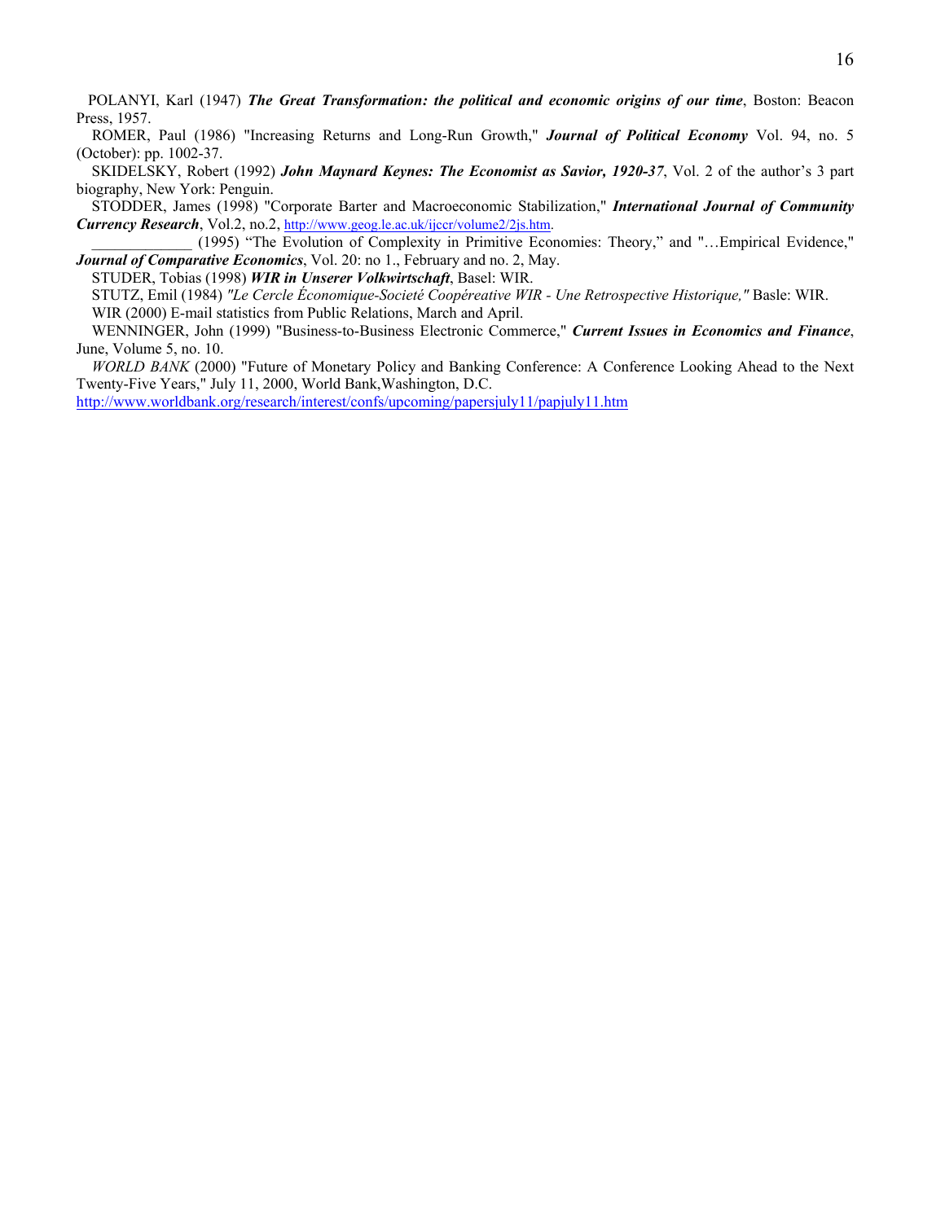POLANYI, Karl (1947) ***The Great Transformation: the political and economic origins of our time***, Boston: Beacon Press, 1957.

ROMER, Paul (1986) "Increasing Returns and Long-Run Growth," ***Journal of Political Economy*** Vol. 94, no. 5 (October): pp. 1002-37.

SKIDELSKY, Robert (1992) ***John Maynard Keynes: The Economist as Savior, 1920-37***, Vol. 2 of the author's 3 part biography, New York: Penguin.

STODDER, James (1998) "Corporate Barter and Macroeconomic Stabilization," ***International Journal of Community Currency Research***, Vol.2, no.2, http://www.geog.le.ac.uk/ijccr/volume2/2js.htm.

_____________ (1995) "The Evolution of Complexity in Primitive Economies: Theory," and "…Empirical Evidence," ***Journal of Comparative Economics***, Vol. 20: no 1., February and no. 2, May.

STUDER, Tobias (1998) ***WIR in Unserer Volkwirtschaft***, Basel: WIR.

STUTZ, Emil (1984) *"Le Cercle Économique-Societé Coopéreative WIR - Une Retrospective Historique,"* Basle: WIR.

WIR (2000) E-mail statistics from Public Relations, March and April.

WENNINGER, John (1999) "Business-to-Business Electronic Commerce," ***Current Issues in Economics and Finance***, June, Volume 5, no. 10.

*WORLD BANK* (2000) "Future of Monetary Policy and Banking Conference: A Conference Looking Ahead to the Next Twenty-Five Years," July 11, 2000, World Bank,Washington, D.C. http://www.worldbank.org/research/interest/confs/upcoming/papersjuly11/papjuly11.htm